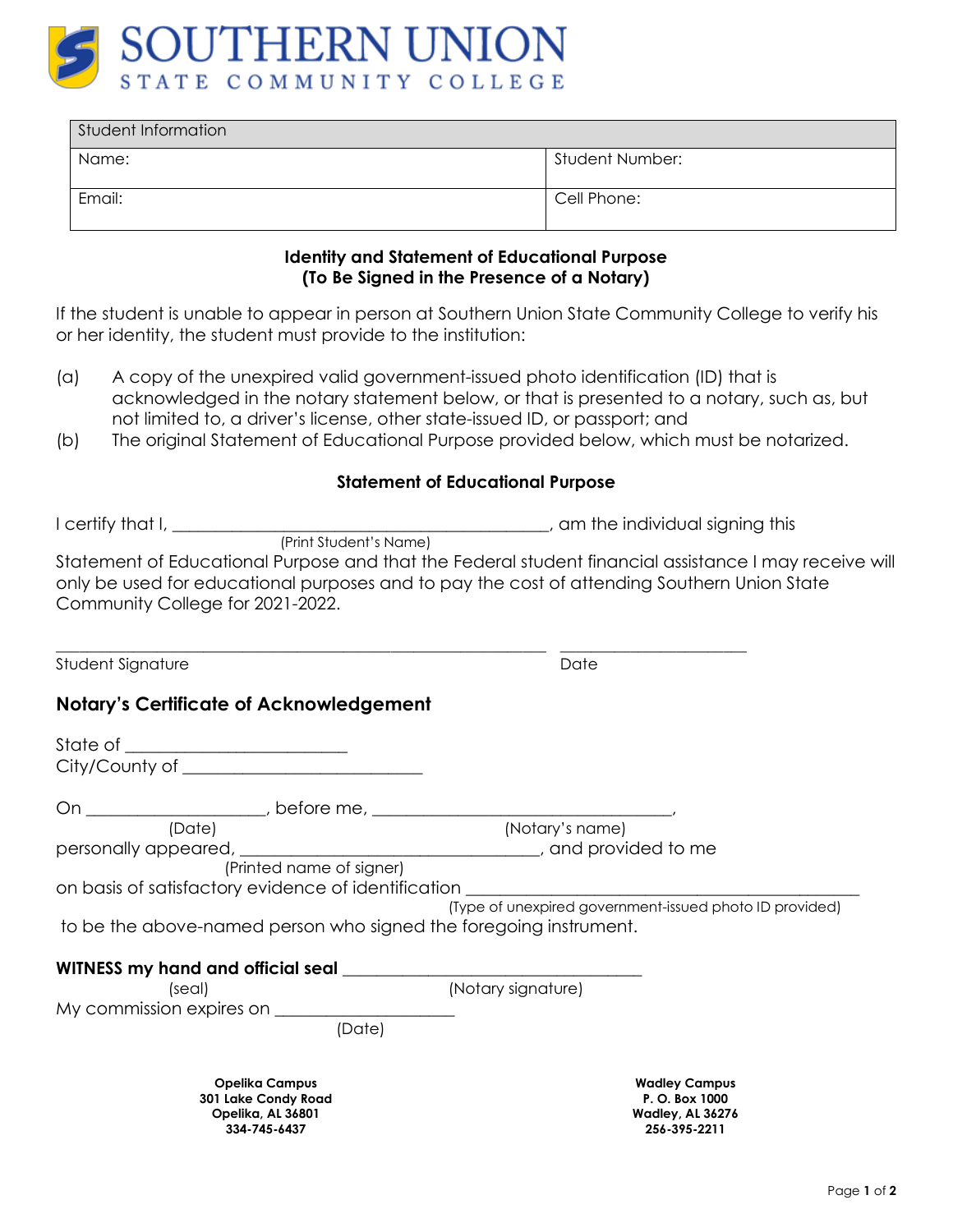# SOUTHERN UNION
STATE COMMUNITY COLLEGE

| Student Information | |
|---|---|
| Name: | Student Number: |
| Email: | Cell Phone: |

**Identity and Statement of Educational Purpose**
**(To Be Signed in the Presence of a Notary)**

If the student is unable to appear in person at Southern Union State Community College to verify his or her identity, the student must provide to the institution:

(a) A copy of the unexpired valid government-issued photo identification (ID) that is acknowledged in the notary statement below, or that is presented to a notary, such as, but not limited to, a driver's license, other state-issued ID, or passport; and

(b) The original Statement of Educational Purpose provided below, which must be notarized.

**Statement of Educational Purpose**

I certify that I, ____________________________________________, am the individual signing this
(Print Student's Name)
Statement of Educational Purpose and that the Federal student financial assistance I may receive will only be used for educational purposes and to pay the cost of attending Southern Union State Community College for 2021-2022.

_________________________________________________________ _____________________
Student Signature Date

## Notary's Certificate of Acknowledgement

State of ________________________
City/County of __________________________

On ____________________, before me, _________________________________,
(Date) (Notary's name)
personally appeared, __________________________________, and provided to me
(Printed name of signer)
on basis of satisfactory evidence of identification ____________________________________________
(Type of unexpired government-issued photo ID provided)
to be the above-named person who signed the foregoing instrument.

**WITNESS my hand and official seal** _________________________________
(seal) (Notary signature)
My commission expires on ____________________
(Date)

**Opelika Campus**
**301 Lake Condy Road**
**Opelika, AL 36801**
**334-745-6437**

**Wadley Campus**
**P. O. Box 1000**
**Wadley, AL 36276**
**256-395-2211**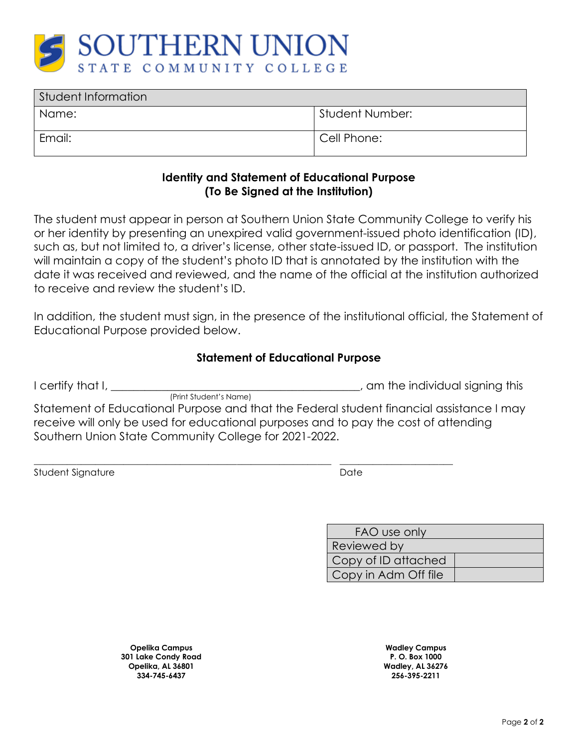# SOUTHERN UNION
STATE COMMUNITY COLLEGE

| Student Information | |
|---|---|
| Name: | Student Number: |
| Email: | Cell Phone: |

## Identity and Statement of Educational Purpose
## (To Be Signed at the Institution)

The student must appear in person at Southern Union State Community College to verify his or her identity by presenting an unexpired valid government-issued photo identification (ID), such as, but not limited to, a driver's license, other state-issued ID, or passport. The institution will maintain a copy of the student's photo ID that is annotated by the institution with the date it was received and reviewed, and the name of the official at the institution authorized to receive and review the student's ID.

In addition, the student must sign, in the presence of the institutional official, the Statement of Educational Purpose provided below.

### Statement of Educational Purpose

I certify that I, ____________________________________________, am the individual signing this
(Print Student's Name)
Statement of Educational Purpose and that the Federal student financial assistance I may receive will only be used for educational purposes and to pay the cost of attending Southern Union State Community College for 2021-2022.

______________________________________________________ ____________________
Student Signature Date

| FAO use only | |
|---|---|
| Reviewed by | |
| Copy of ID attached | |
| Copy in Adm Off file | |

**Opelika Campus**
**301 Lake Condy Road**
**Opelika, AL 36801**
**334-745-6437**

**Wadley Campus**
**P. O. Box 1000**
**Wadley, AL 36276**
**256-395-2211**